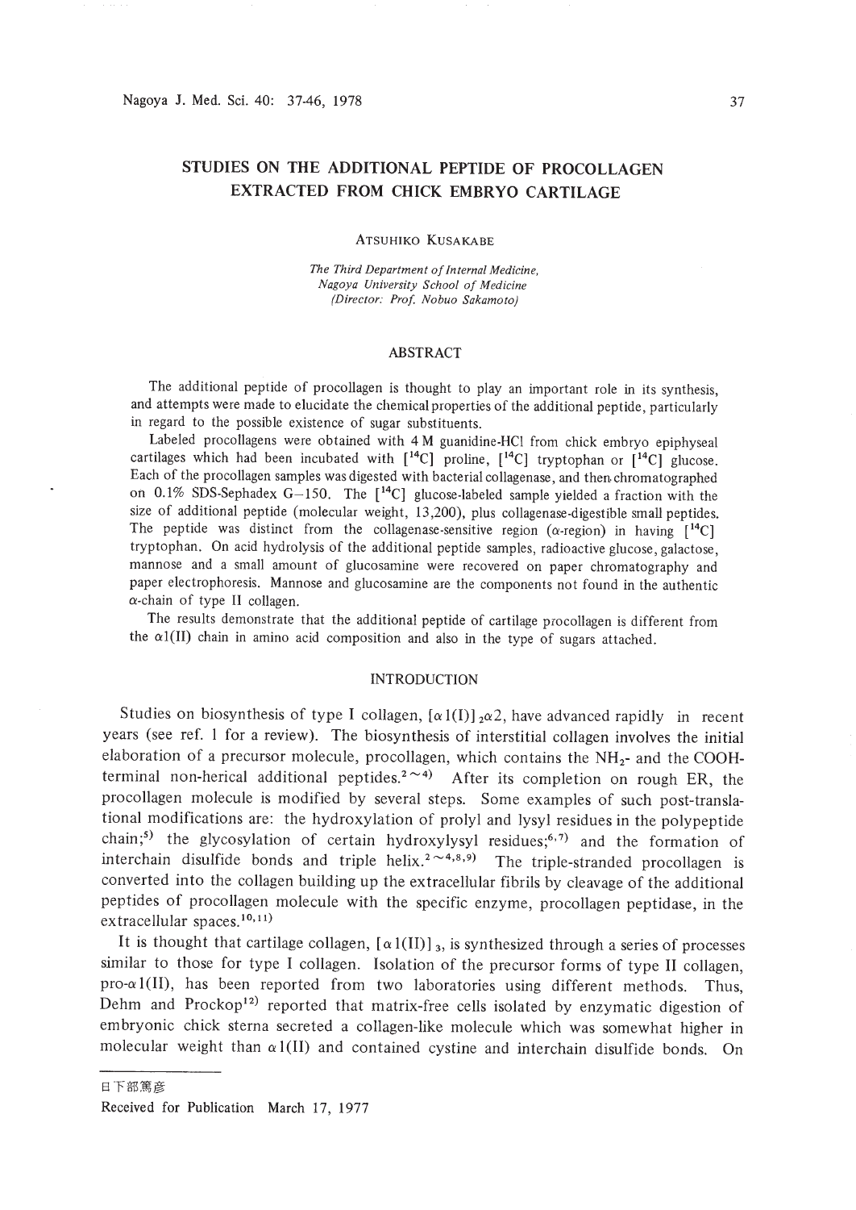# STUDIES ON THE ADDITIONAL PEPTIDE OF PROCOLLAGEN EXTRACTED FROM CHICK EMBRYO CARTILAGE

ATSUHIKO KUSAKABE

*The Third Department of Internal Medicine, Nagoya University School of Medicine (Director: Prof. Nobuo Sakamoto)*

## ABSTRACT

The additional peptide of procollagen is thought to play an important role in its synthesis, and attempts were made to elucidate the chemical properties of the additional peptide, particularly in regard to the possible existence of sugar substituents.

Labeled procollagens were obtained with 4 M guanidine-HCl from chick embryo epiphyseal cartilages which had been incubated with [$^{14}$C] proline, [$^{14}$C] tryptophan or [$^{14}$C] glucose. Each of the procollagen samples was digested with bacterial collagenase, and then chromatographed on 0.1% SDS-Sephadex G–150. The [$^{14}$C] glucose-labeled sample yielded a fraction with the size of additional peptide (molecular weight, 13,200), plus collagenase-digestible small peptides. The peptide was distinct from the collagenase-sensitive region ($\alpha$-region) in having [$^{14}$C] tryptophan. On acid hydrolysis of the additional peptide samples, radioactive glucose, galactose, mannose and a small amount of glucosamine were recovered on paper chromatography and paper electrophoresis. Mannose and glucosamine are the components not found in the authentic $\alpha$-chain of type II collagen.

The results demonstrate that the additional peptide of cartilage procollagen is different from the $\alpha 1$(II) chain in amino acid composition and also in the type of sugars attached.

## INTRODUCTION

Studies on biosynthesis of type I collagen, $[\alpha 1(\mathrm{I})]_2\alpha 2$, have advanced rapidly in recent years (see ref. 1 for a review). The biosynthesis of interstitial collagen involves the initial elaboration of a precursor molecule, procollagen, which contains the $NH_2$- and the COOH-terminal non-herical additional peptides.[2~4] After its completion on rough ER, the procollagen molecule is modified by several steps. Some examples of such post-translational modifications are: the hydroxylation of prolyl and lysyl residues in the polypeptide chain;[5] the glycosylation of certain hydroxylysyl residues;[6,7] and the formation of interchain disulfide bonds and triple helix.[2~4,8,9] The triple-stranded procollagen is converted into the collagen building up the extracellular fibrils by cleavage of the additional peptides of procollagen molecule with the specific enzyme, procollagen peptidase, in the extracellular spaces.[10,11]

It is thought that cartilage collagen, $[\alpha 1(\mathrm{II})]_3$, is synthesized through a series of processes similar to those for type I collagen. Isolation of the precursor forms of type II collagen, pro-$\alpha 1$(II), has been reported from two laboratories using different methods. Thus, Dehm and Prockop[12] reported that matrix-free cells isolated by enzymatic digestion of embryonic chick sterna secreted a collagen-like molecule which was somewhat higher in molecular weight than $\alpha 1$(II) and contained cystine and interchain disulfide bonds. On

日下部篤彦

Received for Publication March 17, 1977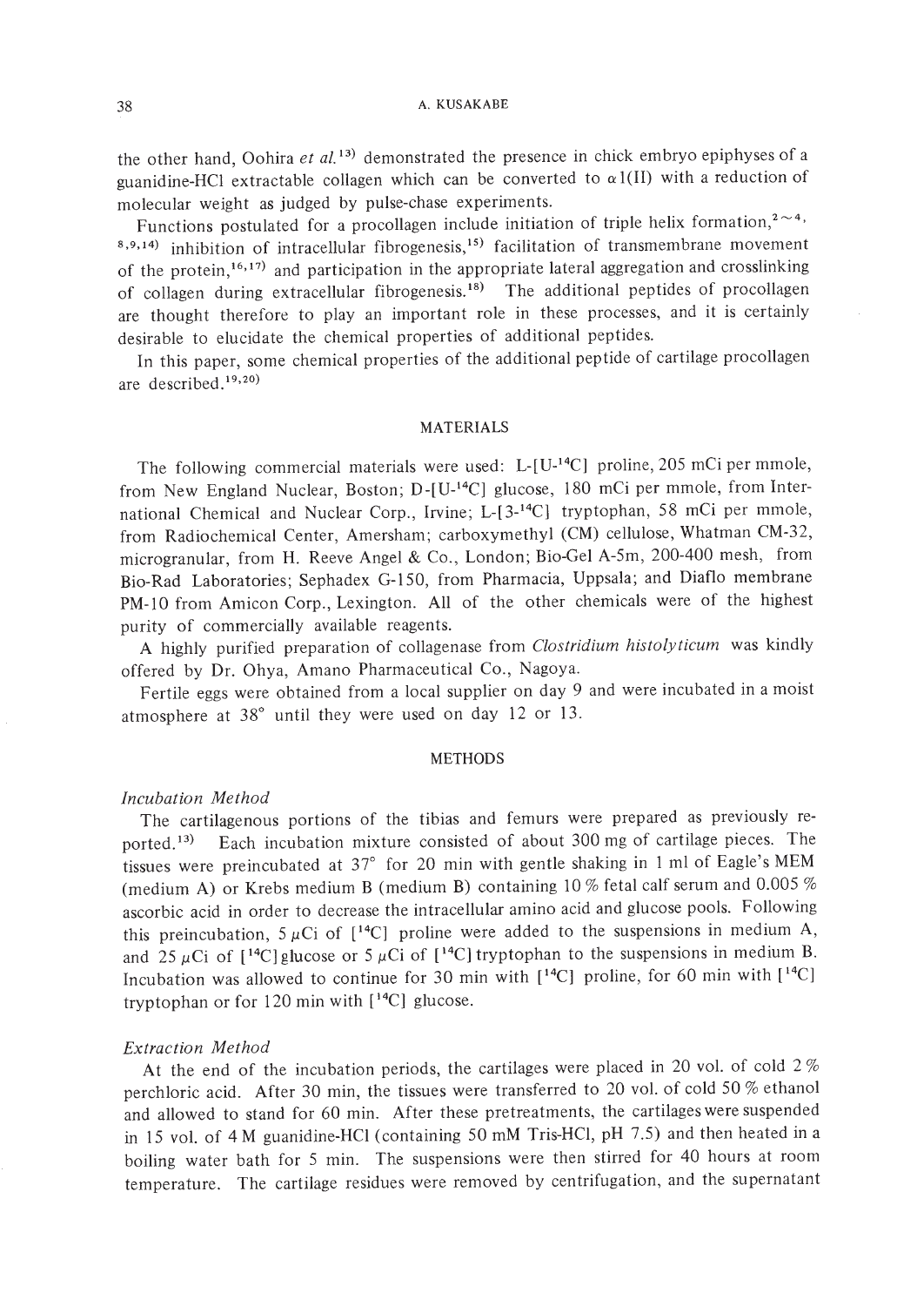the other hand, Oohira *et al.*[13] demonstrated the presence in chick embryo epiphyses of a guanidine-HCl extractable collagen which can be converted to $\alpha 1(II)$ with a reduction of molecular weight as judged by pulse-chase experiments.

Functions postulated for a procollagen include initiation of triple helix formation,[2~4, 8,9,14] inhibition of intracellular fibrogenesis,[15] facilitation of transmembrane movement of the protein,[16,17] and participation in the appropriate lateral aggregation and crosslinking of collagen during extracellular fibrogenesis.[18] The additional peptides of procollagen are thought therefore to play an important role in these processes, and it is certainly desirable to elucidate the chemical properties of additional peptides.

In this paper, some chemical properties of the additional peptide of cartilage procollagen are described.[19,20]

## MATERIALS

The following commercial materials were used: L-[U-$^{14}$C] proline, 205 mCi per mmole, from New England Nuclear, Boston; D-[U-$^{14}$C] glucose, 180 mCi per mmole, from International Chemical and Nuclear Corp., Irvine; L-[3-$^{14}$C] tryptophan, 58 mCi per mmole, from Radiochemical Center, Amersham; carboxymethyl (CM) cellulose, Whatman CM-32, microgranular, from H. Reeve Angel & Co., London; Bio-Gel A-5m, 200-400 mesh, from Bio-Rad Laboratories; Sephadex G-150, from Pharmacia, Uppsala; and Diaflo membrane PM-10 from Amicon Corp., Lexington. All of the other chemicals were of the highest purity of commercially available reagents.

A highly purified preparation of collagenase from *Clostridium histolyticum* was kindly offered by Dr. Ohya, Amano Pharmaceutical Co., Nagoya.

Fertile eggs were obtained from a local supplier on day 9 and were incubated in a moist atmosphere at 38° until they were used on day 12 or 13.

## METHODS

### *Incubation Method*

The cartilagenous portions of the tibias and femurs were prepared as previously reported.[13] Each incubation mixture consisted of about 300 mg of cartilage pieces. The tissues were preincubated at 37° for 20 min with gentle shaking in 1 ml of Eagle's MEM (medium A) or Krebs medium B (medium B) containing 10 % fetal calf serum and 0.005 % ascorbic acid in order to decrease the intracellular amino acid and glucose pools. Following this preincubation, 5 $\mu$Ci of [$^{14}$C] proline were added to the suspensions in medium A, and 25 $\mu$Ci of [$^{14}$C] glucose or 5 $\mu$Ci of [$^{14}$C] tryptophan to the suspensions in medium B. Incubation was allowed to continue for 30 min with [$^{14}$C] proline, for 60 min with [$^{14}$C] tryptophan or for 120 min with [$^{14}$C] glucose.

### *Extraction Method*

At the end of the incubation periods, the cartilages were placed in 20 vol. of cold 2 % perchloric acid. After 30 min, the tissues were transferred to 20 vol. of cold 50 % ethanol and allowed to stand for 60 min. After these pretreatments, the cartilages were suspended in 15 vol. of 4 M guanidine-HCl (containing 50 mM Tris-HCl, pH 7.5) and then heated in a boiling water bath for 5 min. The suspensions were then stirred for 40 hours at room temperature. The cartilage residues were removed by centrifugation, and the supernatant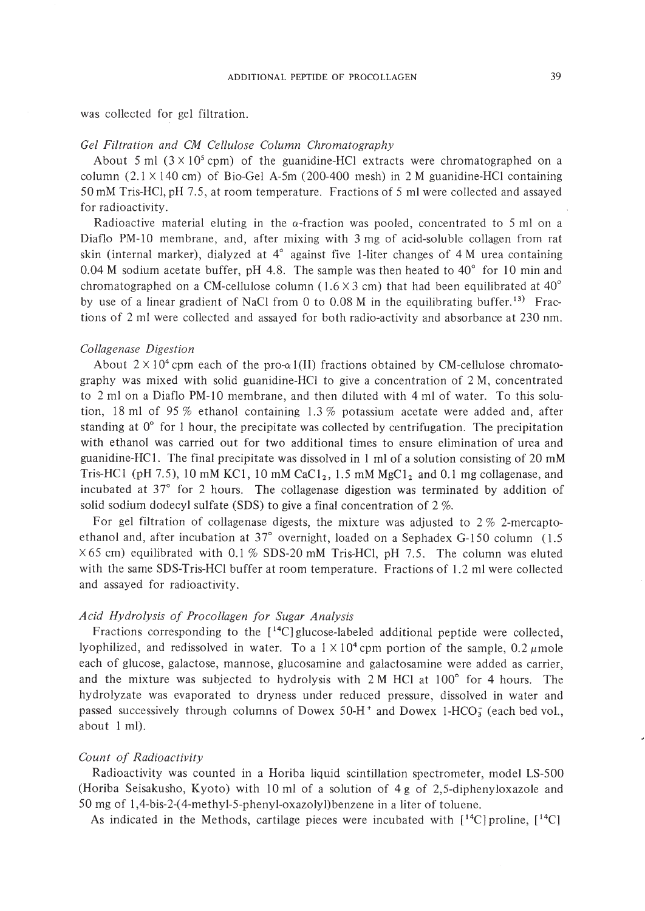was collected for gel filtration.

### *Gel Filtration and CM Cellulose Column Chromatography*

About 5 ml ($3 \times 10^5$ cpm) of the guanidine-HCl extracts were chromatographed on a column ($2.1 \times 140$ cm) of Bio-Gel A-5m (200-400 mesh) in 2 M guanidine-HCl containing 50 mM Tris-HCl, pH 7.5, at room temperature. Fractions of 5 ml were collected and assayed for radioactivity.

Radioactive material eluting in the $\alpha$-fraction was pooled, concentrated to 5 ml on a Diaflo PM-10 membrane, and, after mixing with 3 mg of acid-soluble collagen from rat skin (internal marker), dialyzed at 4° against five 1-liter changes of 4 M urea containing 0.04 M sodium acetate buffer, pH 4.8. The sample was then heated to 40° for 10 min and chromatographed on a CM-cellulose column ($1.6 \times 3$ cm) that had been equilibrated at 40° by use of a linear gradient of NaCl from 0 to 0.08 M in the equilibrating buffer.[13] Fractions of 2 ml were collected and assayed for both radio-activity and absorbance at 230 nm.

### *Collagenase Digestion*

About $2 \times 10^4$ cpm each of the pro-$\alpha$1(II) fractions obtained by CM-cellulose chromatography was mixed with solid guanidine-HCl to give a concentration of 2 M, concentrated to 2 ml on a Diaflo PM-10 membrane, and then diluted with 4 ml of water. To this solution, 18 ml of 95 % ethanol containing 1.3 % potassium acetate were added and, after standing at 0° for 1 hour, the precipitate was collected by centrifugation. The precipitation with ethanol was carried out for two additional times to ensure elimination of urea and guanidine-HCl. The final precipitate was dissolved in 1 ml of a solution consisting of 20 mM Tris-HCl (pH 7.5), 10 mM KCl, 10 mM $CaCl_2$, 1.5 mM $MgCl_2$ and 0.1 mg collagenase, and incubated at 37° for 2 hours. The collagenase digestion was terminated by addition of solid sodium dodecyl sulfate (SDS) to give a final concentration of 2 %.

For gel filtration of collagenase digests, the mixture was adjusted to 2 % 2-mercaptoethanol and, after incubation at 37° overnight, loaded on a Sephadex G-150 column ($1.5 \times 65$ cm) equilibrated with 0.1 % SDS-20 mM Tris-HCl, pH 7.5. The column was eluted with the same SDS-Tris-HCl buffer at room temperature. Fractions of 1.2 ml were collected and assayed for radioactivity.

### *Acid Hydrolysis of Procollagen for Sugar Analysis*

Fractions corresponding to the [$^{14}$C]glucose-labeled additional peptide were collected, lyophilized, and redissolved in water. To a $1 \times 10^4$ cpm portion of the sample, 0.2 $\mu$mole each of glucose, galactose, mannose, glucosamine and galactosamine were added as carrier, and the mixture was subjected to hydrolysis with 2 M HCl at 100° for 4 hours. The hydrolyzate was evaporated to dryness under reduced pressure, dissolved in water and passed successively through columns of Dowex 50-$H^+$ and Dowex 1-$HCO_3^-$ (each bed vol., about 1 ml).

### *Count of Radioactivity*

Radioactivity was counted in a Horiba liquid scintillation spectrometer, model LS-500 (Horiba Seisakusho, Kyoto) with 10 ml of a solution of 4 g of 2,5-diphenyloxazole and 50 mg of 1,4-bis-2-(4-methyl-5-phenyl-oxazolyl)benzene in a liter of toluene.

As indicated in the Methods, cartilage pieces were incubated with [$^{14}$C]proline, [$^{14}$C]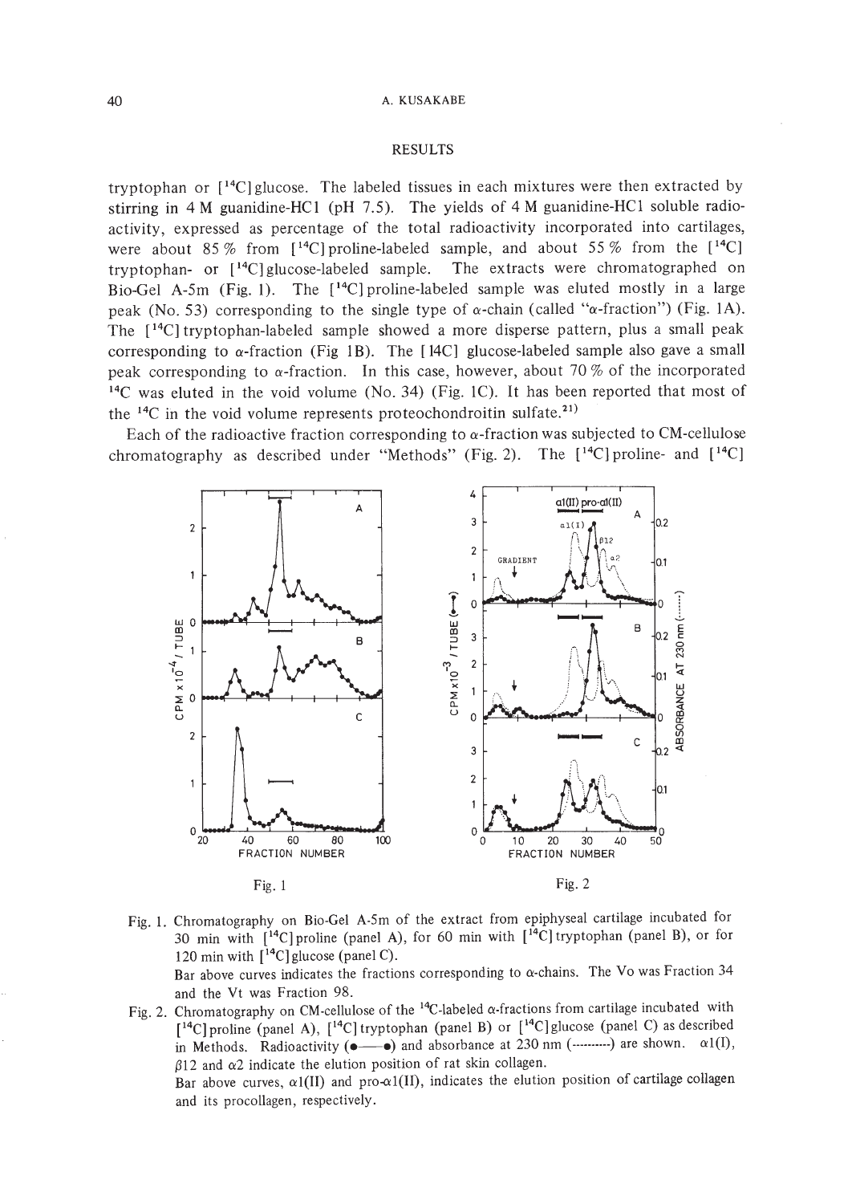## RESULTS

tryptophan or [$^{14}$C]glucose. The labeled tissues in each mixtures were then extracted by stirring in 4 M guanidine-HCl (pH 7.5). The yields of 4 M guanidine-HCl soluble radioactivity, expressed as percentage of the total radioactivity incorporated into cartilages, were about 85 % from [$^{14}$C]proline-labeled sample, and about 55 % from the [$^{14}$C] tryptophan- or [$^{14}$C]glucose-labeled sample. The extracts were chromatographed on Bio-Gel A-5m (Fig. 1). The [$^{14}$C]proline-labeled sample was eluted mostly in a large peak (No. 53) corresponding to the single type of α-chain (called "α-fraction") (Fig. 1A). The [$^{14}$C]tryptophan-labeled sample showed a more disperse pattern, plus a small peak corresponding to α-fraction (Fig 1B). The [14C] glucose-labeled sample also gave a small peak corresponding to α-fraction. In this case, however, about 70 % of the incorporated $^{14}$C was eluted in the void volume (No. 34) (Fig. 1C). It has been reported that most of the $^{14}$C in the void volume represents proteochondroitin sulfate.[21]

Each of the radioactive fraction corresponding to α-fraction was subjected to CM-cellulose chromatography as described under "Methods" (Fig. 2). The [$^{14}$C]proline- and [$^{14}$C]

Fig. 1

Fig. 2

Fig. 1. Chromatography on Bio-Gel A-5m of the extract from epiphyseal cartilage incubated for 30 min with [$^{14}$C]proline (panel A), for 60 min with [$^{14}$C]tryptophan (panel B), or for 120 min with [$^{14}$C]glucose (panel C).
Bar above curves indicates the fractions corresponding to α-chains. The Vo was Fraction 34 and the Vt was Fraction 98.

Fig. 2. Chromatography on CM-cellulose of the $^{14}$C-labeled α-fractions from cartilage incubated with [$^{14}$C]proline (panel A), [$^{14}$C]tryptophan (panel B) or [$^{14}$C]glucose (panel C) as described in Methods. Radioactivity (●——●) and absorbance at 230 nm (---------) are shown. α1(I), β12 and α2 indicate the elution position of rat skin collagen.
Bar above curves, α1(II) and pro-α1(II), indicates the elution position of cartilage collagen and its procollagen, respectively.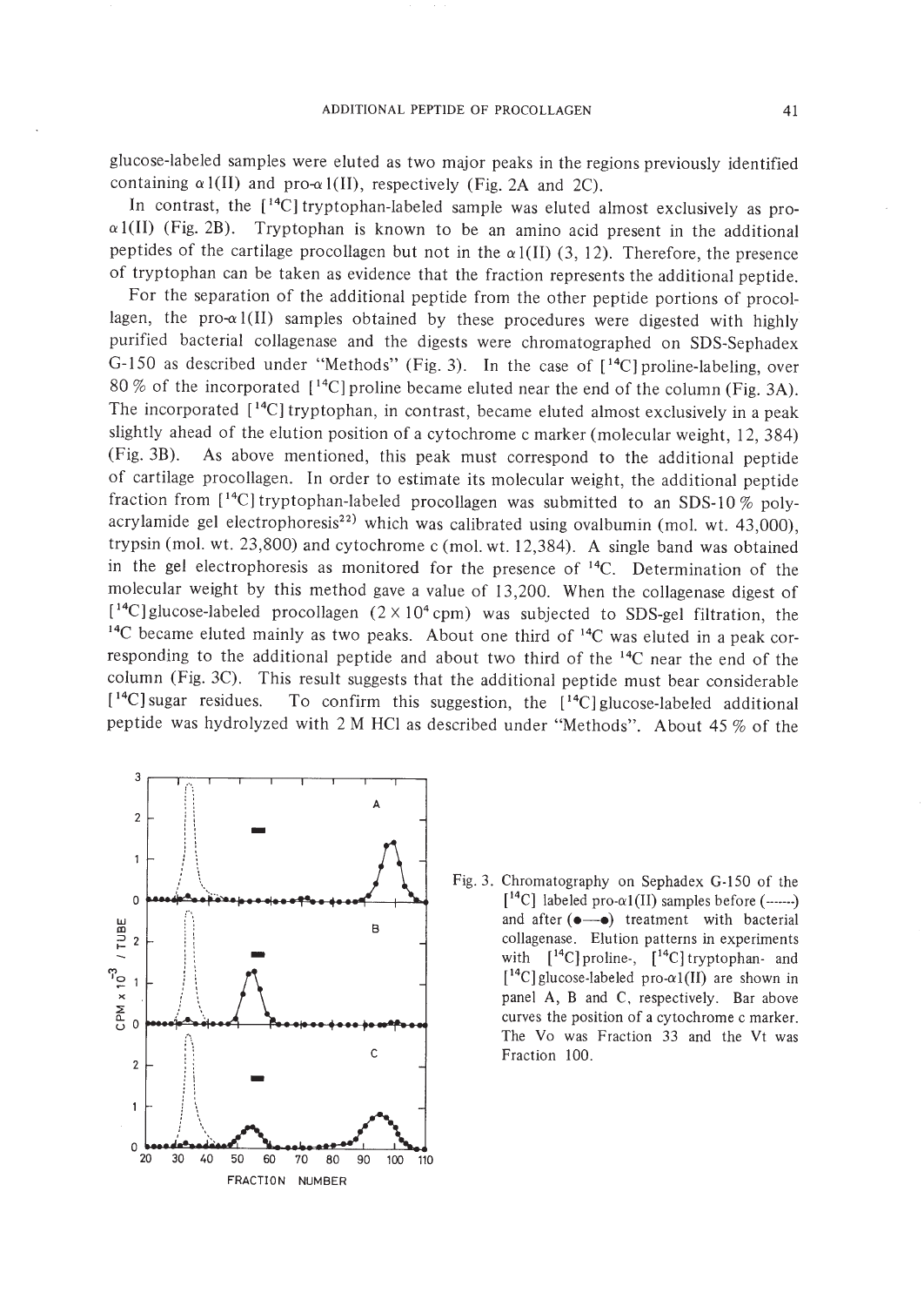glucose-labeled samples were eluted as two major peaks in the regions previously identified containing α1(II) and pro-α1(II), respectively (Fig. 2A and 2C).

In contrast, the [$^{14}$C]tryptophan-labeled sample was eluted almost exclusively as pro-α1(II) (Fig. 2B). Tryptophan is known to be an amino acid present in the additional peptides of the cartilage procollagen but not in the α1(II) (3, 12). Therefore, the presence of tryptophan can be taken as evidence that the fraction represents the additional peptide.

For the separation of the additional peptide from the other peptide portions of procollagen, the pro-α1(II) samples obtained by these procedures were digested with highly purified bacterial collagenase and the digests were chromatographed on SDS-Sephadex G-150 as described under "Methods" (Fig. 3). In the case of [$^{14}$C]proline-labeling, over 80% of the incorporated [$^{14}$C]proline became eluted near the end of the column (Fig. 3A). The incorporated [$^{14}$C]tryptophan, in contrast, became eluted almost exclusively in a peak slightly ahead of the elution position of a cytochrome c marker (molecular weight, 12,384) (Fig. 3B). As above mentioned, this peak must correspond to the additional peptide of cartilage procollagen. In order to estimate its molecular weight, the additional peptide fraction from [$^{14}$C]tryptophan-labeled procollagen was submitted to an SDS-10% polyacrylamide gel electrophoresis[22] which was calibrated using ovalbumin (mol. wt. 43,000), trypsin (mol. wt. 23,800) and cytochrome c (mol. wt. 12,384). A single band was obtained in the gel electrophoresis as monitored for the presence of $^{14}$C. Determination of the molecular weight by this method gave a value of 13,200. When the collagenase digest of [$^{14}$C]glucose-labeled procollagen ($2 \times 10^4$ cpm) was subjected to SDS-gel filtration, the $^{14}$C became eluted mainly as two peaks. About one third of $^{14}$C was eluted in a peak corresponding to the additional peptide and about two third of the $^{14}$C near the end of the column (Fig. 3C). This result suggests that the additional peptide must bear considerable [$^{14}$C]sugar residues. To confirm this suggestion, the [$^{14}$C]glucose-labeled additional peptide was hydrolyzed with 2 M HCl as described under "Methods". About 45% of the

Fig. 3. Chromatography on Sephadex G-150 of the [$^{14}$C] labeled pro-α1(II) samples before (------) and after (●—●) treatment with bacterial collagenase. Elution patterns in experiments with [$^{14}$C]proline-, [$^{14}$C]tryptophan- and [$^{14}$C]glucose-labeled pro-α1(II) are shown in panel A, B and C, respectively. Bar above curves the position of a cytochrome c marker. The Vo was Fraction 33 and the Vt was Fraction 100.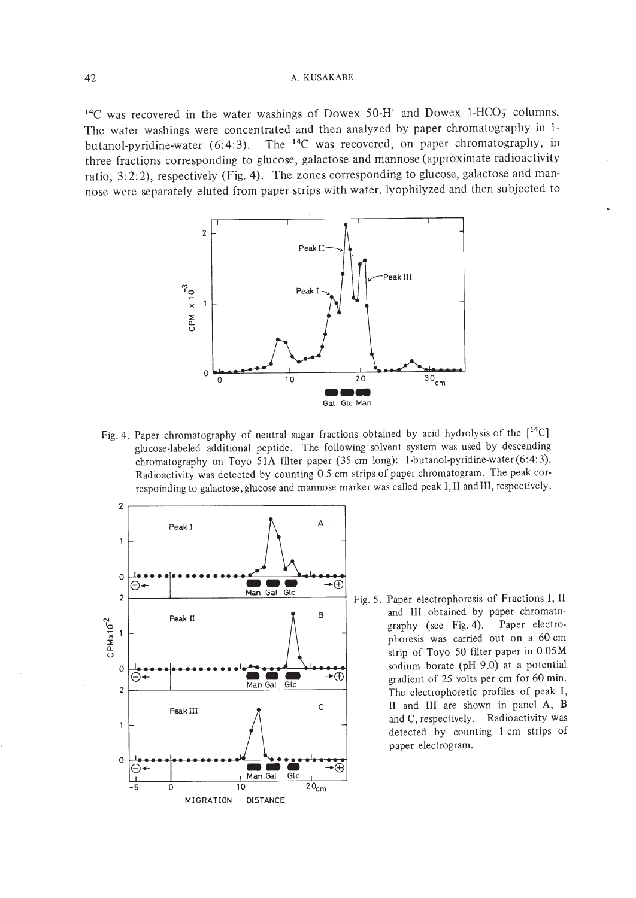$^{14}C$ was recovered in the water washings of Dowex 50-$H^+$ and Dowex 1-$HCO_3^-$ columns. The water washings were concentrated and then analyzed by paper chromatography in 1-butanol-pyridine-water (6:4:3). The $^{14}C$ was recovered, on paper chromatography, in three fractions corresponding to glucose, galactose and mannose (approximate radioactivity ratio, 3:2:2), respectively (Fig. 4). The zones corresponding to glucose, galactose and mannose were separately eluted from paper strips with water, lyophilyzed and then subjected to

Fig. 4. Paper chromatography of neutral sugar fractions obtained by acid hydrolysis of the [$^{14}C$] glucose-labeled additional peptide. The following solvent system was used by descending chromatography on Toyo 51A filter paper (35 cm long): 1-butanol-pyridine-water (6:4:3). Radioactivity was detected by counting 0.5 cm strips of paper chromatogram. The peak correspoinding to galactose, glucose and mannose marker was called peak I, II and III, respectively.

Fig. 5. Paper electrophoresis of Fractions I, II and III obtained by paper chromatography (see Fig. 4). Paper electrophoresis was carried out on a 60 cm strip of Toyo 50 filter paper in 0.05M sodium borate (pH 9.0) at a potential gradient of 25 volts per cm for 60 min. The electrophoretic profiles of peak I, II and III are shown in panel A, B and C, respectively. Radioactivity was detected by counting 1 cm strips of paper electrogram.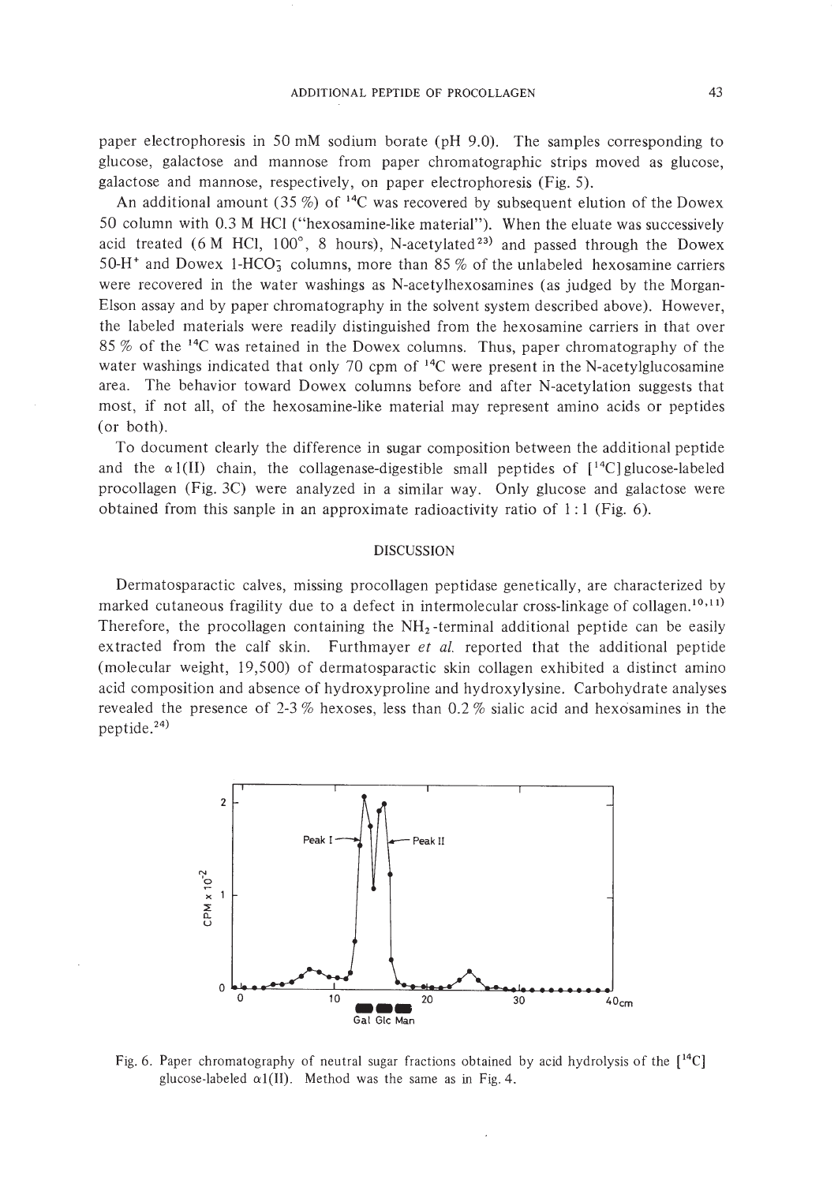paper electrophoresis in 50 mM sodium borate (pH 9.0). The samples corresponding to glucose, galactose and mannose from paper chromatographic strips moved as glucose, galactose and mannose, respectively, on paper electrophoresis (Fig. 5).

An additional amount (35 %) of $^{14}C$ was recovered by subsequent elution of the Dowex 50 column with 0.3 M HCl ("hexosamine-like material"). When the eluate was successively acid treated (6 M HCl, 100°, 8 hours), N-acetylated[23] and passed through the Dowex 50-$H^+$ and Dowex 1-$HCO_3^-$ columns, more than 85 % of the unlabeled hexosamine carriers were recovered in the water washings as N-acetylhexosamines (as judged by the Morgan-Elson assay and by paper chromatography in the solvent system described above). However, the labeled materials were readily distinguished from the hexosamine carriers in that over 85 % of the $^{14}C$ was retained in the Dowex columns. Thus, paper chromatography of the water washings indicated that only 70 cpm of $^{14}C$ were present in the N-acetylglucosamine area. The behavior toward Dowex columns before and after N-acetylation suggests that most, if not all, of the hexosamine-like material may represent amino acids or peptides (or both).

To document clearly the difference in sugar composition between the additional peptide and the $\alpha$1(II) chain, the collagenase-digestible small peptides of [$^{14}C$]glucose-labeled procollagen (Fig. 3C) were analyzed in a similar way. Only glucose and galactose were obtained from this sanple in an approximate radioactivity ratio of 1 : 1 (Fig. 6).

## DISCUSSION

Dermatosparactic calves, missing procollagen peptidase genetically, are characterized by marked cutaneous fragility due to a defect in intermolecular cross-linkage of collagen.[10,11] Therefore, the procollagen containing the $NH_2$-terminal additional peptide can be easily extracted from the calf skin. Furthmayer *et al.* reported that the additional peptide (molecular weight, 19,500) of dermatosparactic skin collagen exhibited a distinct amino acid composition and absence of hydroxyproline and hydroxylysine. Carbohydrate analyses revealed the presence of 2-3 % hexoses, less than 0.2 % sialic acid and hexosamines in the peptide.[24]

Fig. 6. Paper chromatography of neutral sugar fractions obtained by acid hydrolysis of the [$^{14}C$] glucose-labeled $\alpha$1(II). Method was the same as in Fig. 4.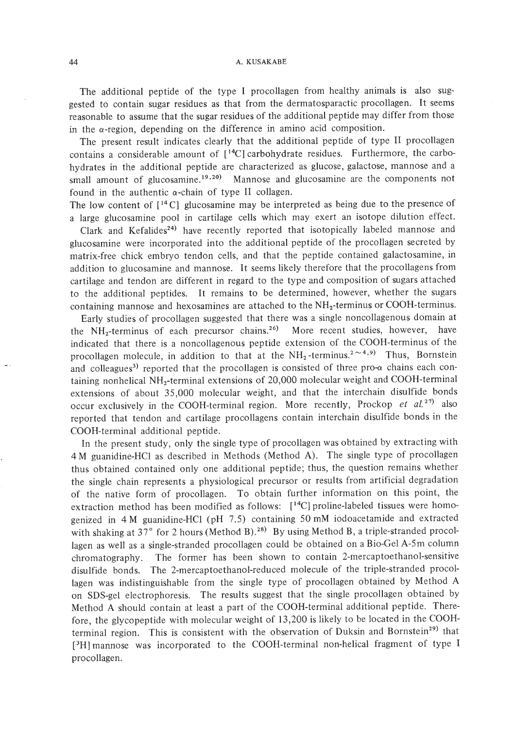The additional peptide of the type I procollagen from healthy animals is also suggested to contain sugar residues as that from the dermatosparactic procollagen. It seems reasonable to assume that the sugar residues of the additional peptide may differ from those in the α-region, depending on the difference in amino acid composition.

The present result indicates clearly that the additional peptide of type II procollagen contains a considerable amount of [$^{14}$C] carbohydrate residues. Furthermore, the carbohydrates in the additional peptide are characterized as glucose, galactose, mannose and a small amount of glucosamine.[19,20] Mannose and glucosamine are the components not found in the authentic α-chain of type II collagen.

The low content of [$^{14}$C] glucosamine may be interpreted as being due to the presence of a large glucosamine pool in cartilage cells which may exert an isotope dilution effect.

Clark and Kefalides[24] have recently reported that isotopically labeled mannose and glucosamine were incorporated into the additional peptide of the procollagen secreted by matrix-free chick embryo tendon cells, and that the peptide contained galactosamine, in addition to glucosamine and mannose. It seems likely therefore that the procollagens from cartilage and tendon are different in regard to the type and composition of sugars attached to the additional peptides. It remains to be determined, however, whether the sugars containing mannose and hexosamines are attached to the $NH_2$-terminus or COOH-terminus.

Early studies of procollagen suggested that there was a single noncollagenous domain at the $NH_2$-terminus of each precursor chains.[26] More recent studies, however, have indicated that there is a noncollagenous peptide extension of the COOH-terminus of the procollagen molecule, in addition to that at the $NH_2$-terminus.[2~4,9] Thus, Bornstein and colleagues[3] reported that the procollagen is consisted of three pro-α chains each containing nonhelical $NH_2$-terminal extensions of 20,000 molecular weight and COOH-terminal extensions of about 35,000 molecular weight, and that the interchain disulfide bonds occur exclusively in the COOH-terminal region. More recently, Prockop *et al.*[27] also reported that tendon and cartilage procollagens contain interchain disulfide bonds in the COOH-terminal additional peptide.

In the present study, only the single type of procollagen was obtained by extracting with 4 M guanidine-HCl as described in Methods (Method A). The single type of procollagen thus obtained contained only one additional peptide; thus, the question remains whether the single chain represents a physiological precursor or results from artificial degradation of the native form of procollagen. To obtain further information on this point, the extraction method has been modified as follows: [$^{14}$C] proline-labeled tissues were homogenized in 4 M guanidine-HCl (pH 7.5) containing 50 mM iodoacetamide and extracted with shaking at 37° for 2 hours (Method B).[28] By using Method B, a triple-stranded procollagen as well as a single-stranded procollagen could be obtained on a Bio-Gel A-5m column chromatography. The former has been shown to contain 2-mercaptoethanol-sensitive disulfide bonds. The 2-mercaptoethanol-reduced molecule of the triple-stranded procollagen was indistinguishable from the single type of procollagen obtained by Method A on SDS-gel electrophoresis. The results suggest that the single procollagen obtained by Method A should contain at least a part of the COOH-terminal additional peptide. Therefore, the glycopeptide with molecular weight of 13,200 is likely to be located in the COOH-terminal region. This is consistent with the observation of Duksin and Bornstein[29] that [$^{3}$H] mannose was incorporated to the COOH-terminal non-helical fragment of type I procollagen.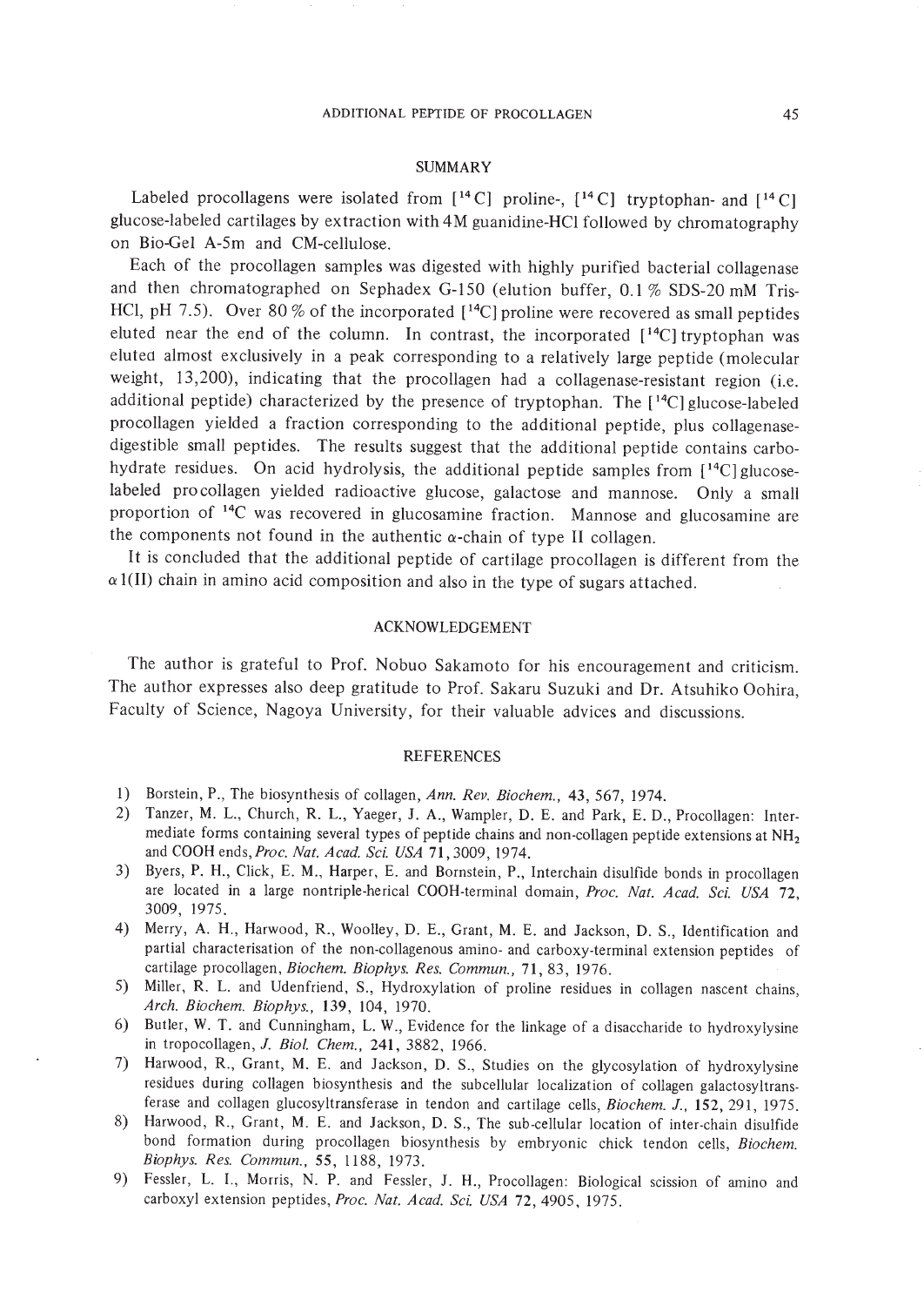## SUMMARY

Labeled procollagens were isolated from [$^{14}C$] proline-, [$^{14}C$] tryptophan- and [$^{14}C$] glucose-labeled cartilages by extraction with 4M guanidine-HCl followed by chromatography on Bio-Gel A-5m and CM-cellulose.

Each of the procollagen samples was digested with highly purified bacterial collagenase and then chromatographed on Sephadex G-150 (elution buffer, 0.1 % SDS-20 mM Tris-HCl, pH 7.5). Over 80 % of the incorporated [$^{14}C$] proline were recovered as small peptides eluted near the end of the column. In contrast, the incorporated [$^{14}C$] tryptophan was eluted almost exclusively in a peak corresponding to a relatively large peptide (molecular weight, 13,200), indicating that the procollagen had a collagenase-resistant region (i.e. additional peptide) characterized by the presence of tryptophan. The [$^{14}C$] glucose-labeled procollagen yielded a fraction corresponding to the additional peptide, plus collagenase-digestible small peptides. The results suggest that the additional peptide contains carbohydrate residues. On acid hydrolysis, the additional peptide samples from [$^{14}C$] glucose-labeled procollagen yielded radioactive glucose, galactose and mannose. Only a small proportion of $^{14}C$ was recovered in glucosamine fraction. Mannose and glucosamine are the components not found in the authentic α-chain of type II collagen.

It is concluded that the additional peptide of cartilage procollagen is different from the α 1(II) chain in amino acid composition and also in the type of sugars attached.

## ACKNOWLEDGEMENT

The author is grateful to Prof. Nobuo Sakamoto for his encouragement and criticism. The author expresses also deep gratitude to Prof. Sakaru Suzuki and Dr. Atsuhiko Oohira, Faculty of Science, Nagoya University, for their valuable advices and discussions.

## REFERENCES

1) Borstein, P., The biosynthesis of collagen, *Ann. Rev. Biochem.*, **43**, 567, 1974.
2) Tanzer, M. L., Church, R. L., Yaeger, J. A., Wampler, D. E. and Park, E. D., Procollagen: Intermediate forms containing several types of peptide chains and non-collagen peptide extensions at $NH_2$ and COOH ends, *Proc. Nat. Acad. Sci. USA* **71**, 3009, 1974.
3) Byers, P. H., Click, E. M., Harper, E. and Bornstein, P., Interchain disulfide bonds in procollagen are located in a large nontriple-herical COOH-terminal domain, *Proc. Nat. Acad. Sci. USA* **72**, 3009, 1975.
4) Merry, A. H., Harwood, R., Woolley, D. E., Grant, M. E. and Jackson, D. S., Identification and partial characterisation of the non-collagenous amino- and carboxy-terminal extension peptides of cartilage procollagen, *Biochem. Biophys. Res. Commun.*, **71**, 83, 1976.
5) Miller, R. L. and Udenfriend, S., Hydroxylation of proline residues in collagen nascent chains, *Arch. Biochem. Biophys.*, **139**, 104, 1970.
6) Butler, W. T. and Cunningham, L. W., Evidence for the linkage of a disaccharide to hydroxylysine in tropocollagen, *J. Biol. Chem.*, **241**, 3882, 1966.
7) Harwood, R., Grant, M. E. and Jackson, D. S., Studies on the glycosylation of hydroxylysine residues during collagen biosynthesis and the subcellular localization of collagen galactosyltransferase and collagen glucosyltransferase in tendon and cartilage cells, *Biochem. J.*, **152**, 291, 1975.
8) Harwood, R., Grant, M. E. and Jackson, D. S., The sub-cellular location of inter-chain disulfide bond formation during procollagen biosynthesis by embryonic chick tendon cells, *Biochem. Biophys. Res. Commun.*, **55**, 1188, 1973.
9) Fessler, L. I., Morris, N. P. and Fessler, J. H., Procollagen: Biological scission of amino and carboxyl extension peptides, *Proc. Nat. Acad. Sci. USA* **72**, 4905, 1975.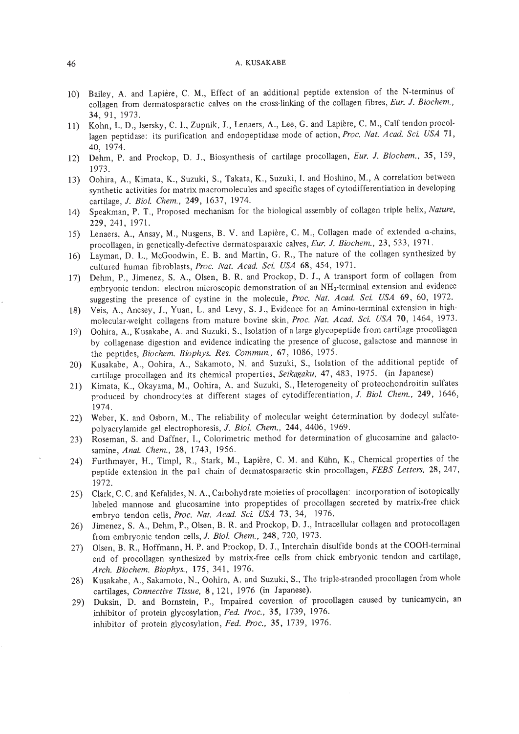10) Bailey, A. and Lapière, C. M., Effect of an additional peptide extension of the N-terminus of collagen from dermatosparactic calves on the cross-linking of the collagen fibres, *Eur. J. Biochem.*, **34**, 91, 1973.
11) Kohn, L. D., Isersky, C. I., Zupnik, J., Lenaers, A., Lee, G. and Lapière, C. M., Calf tendon procollagen peptidase: its purification and endopeptidase mode of action, *Proc. Nat. Acad. Sci. USA* **71**, 40, 1974.
12) Dehm, P. and Prockop, D. J., Biosynthesis of cartilage procollagen, *Eur. J. Biochem.*, **35**, 159, 1973.
13) Oohira, A., Kimata, K., Suzuki, S., Takata, K., Suzuki, I. and Hoshino, M., A correlation between synthetic activities for matrix macromolecules and specific stages of cytodifferentiation in developing cartilage, *J. Biol. Chem.*, **249**, 1637, 1974.
14) Speakman, P. T., Proposed mechanism for the biological assembly of collagen triple helix, *Nature*, **229**, 241, 1971.
15) Lenaers, A., Ansay, M., Nusgens, B. V. and Lapière, C. M., Collagen made of extended α-chains, procollagen, in genetically-defective dermatosparaxic calves, *Eur. J. Biochem.*, **23**, 533, 1971.
16) Layman, D. L., McGoodwin, E. B. and Martin, G. R., The nature of the collagen synthesized by cultured human fibroblasts, *Proc. Nat. Acad. Sci. USA* **68**, 454, 1971.
17) Dehm, P., Jimenez, S. A., Olsen, B. R. and Prockop, D. J., A transport form of collagen from embryonic tendon: electron microscopic demonstration of an $NH_2$-terminal extension and evidence suggesting the presence of cystine in the molecule, *Proc. Nat. Acad. Sci. USA* **69**, 60, 1972.
18) Veis, A., Anesey, J., Yuan, L. and Levy, S. J., Evidence for an Amino-terminal extension in high-molecular-weight collagens from mature bovine skin, *Proc. Nat. Acad. Sci. USA* **70**, 1464, 1973.
19) Oohira, A., Kusakabe, A. and Suzuki, S., Isolation of a large glycopeptide from cartilage procollagen by collagenase digestion and evidence indicating the presence of glucose, galactose and mannose in the peptides, *Biochem. Biophys. Res. Commun.*, **67**, 1086, 1975.
20) Kusakabe, A., Oohira, A., Sakamoto, N. and Suzuki, S., Isolation of the additional peptide of cartilage procollagen and its chemical properties, *Seikagaku*, **47**, 483, 1975. (in Japanese)
21) Kimata, K., Okayama, M., Oohira, A. and Suzuki, S., Heterogeneity of proteochondroitin sulfates produced by chondrocytes at different stages of cytodifferentiation, *J. Biol. Chem.*, **249**, 1646, 1974.
22) Weber, K. and Osborn, M., The reliability of molecular weight determination by dodecyl sulfate-polyacrylamide gel electrophoresis, *J. Biol. Chem.*, **244**, 4406, 1969.
23) Roseman, S. and Daffner, I., Colorimetric method for determination of glucosamine and galactosamine, *Anal. Chem.*, **28**, 1743, 1956.
24) Furthmayer, H., Timpl, R., Stark, M., Lapière, C. M. and Kühn, K., Chemical properties of the peptide extension in the pα1 chain of dermatosparactic skin procollagen, *FEBS Letters*, **28**, 247, 1972.
25) Clark, C. C. and Kefalides, N. A., Carbohydrate moieties of procollagen: incorporation of isotopically labeled mannose and glucosamine into propeptides of procollagen secreted by matrix-free chick embryo tendon cells, *Proc. Nat. Acad. Sci. USA* **73**, 34, 1976.
26) Jimenez, S. A., Dehm, P., Olsen, B. R. and Prockop, D. J., Intracellular collagen and protocollagen from embryonic tendon cells, *J. Biol. Chem.*, **248**, 720, 1973.
27) Olsen, B. R., Hoffmann, H. P. and Prockop, D. J., Interchain disulfide bonds at the COOH-terminal end of procollagen synthesized by matrix-free cells from chick embryonic tendon and cartilage, *Arch. Biochem. Biophys.*, **175**, 341, 1976.
28) Kusakabe, A., Sakamoto, N., Oohira, A. and Suzuki, S., The triple-stranded procollagen from whole cartilages, *Connective Tissue*, **8**, 121, 1976 (in Japanese).
29) Duksin, D. and Bornstein, P., Impaired coversion of procollagen caused by tunicamycin, an inhibitor of protein glycosylation, *Fed. Proc.*, **35**, 1739, 1976.
inhibitor of protein glycosylation, *Fed. Proc.*, **35**, 1739, 1976.